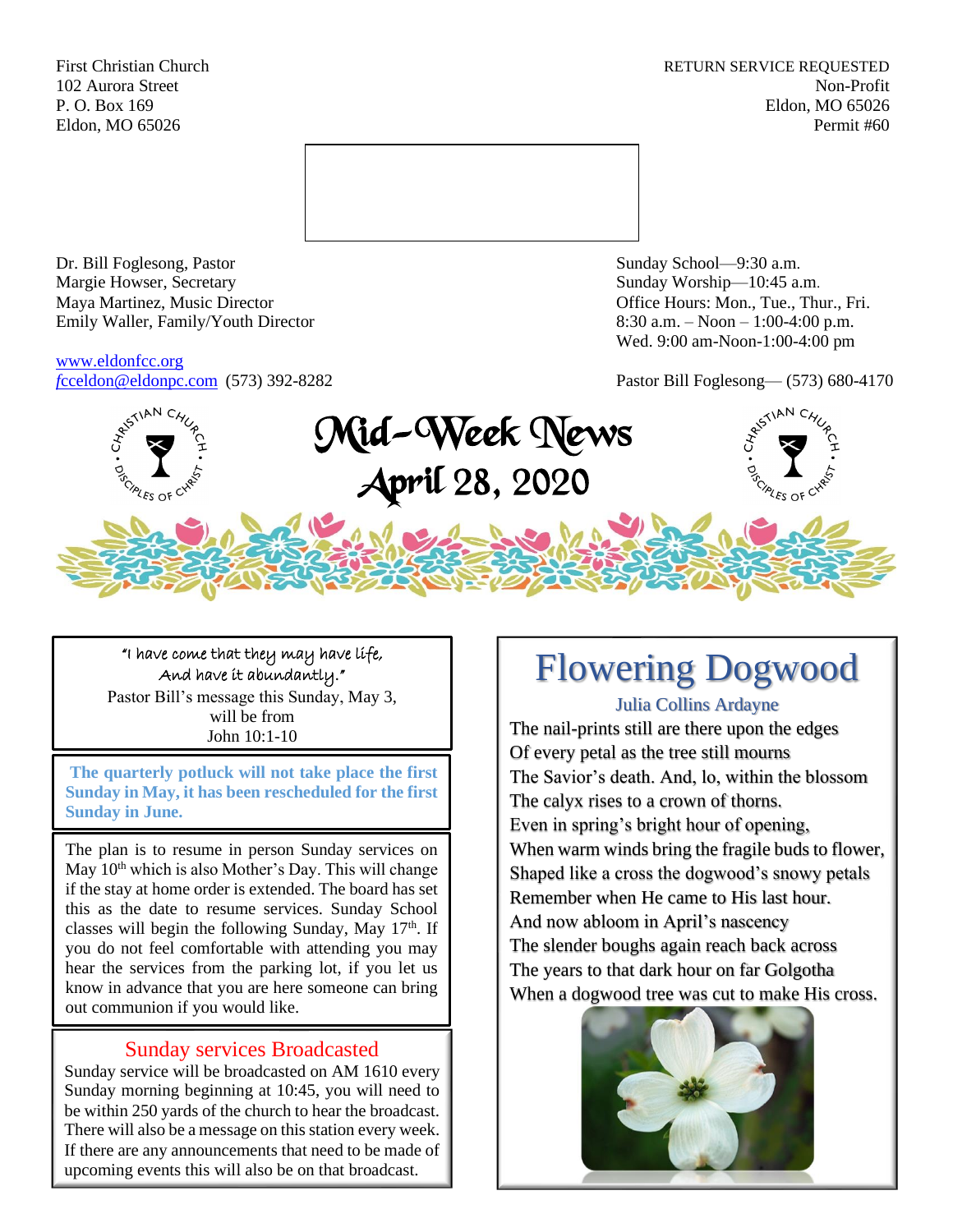First Christian Church
102 Aurora Street
P. O. Box 169
Eldon, MO 65026

RETURN SERVICE REQUESTED
Non-Profit
Eldon, MO 65026
Permit #60

Dr. Bill Foglesong, Pastor
Margie Howser, Secretary
Maya Martinez, Music Director
Emily Waller, Family/Youth Director

www.eldonfcc.org
fcceldon@eldonpc.com (573) 392-8282

Sunday School—9:30 a.m.
Sunday Worship—10:45 a.m.
Office Hours: Mon., Tue., Thur., Fri.
8:30 a.m. – Noon – 1:00-4:00 p.m.
Wed. 9:00 am-Noon-1:00-4:00 pm

Pastor Bill Foglesong— (573) 680-4170

# Mid-Week News
## April 28, 2020

"I have come that they may have life,
And have it abundantly."
Pastor Bill's message this Sunday, May 3,
will be from
John 10:1-10

**The quarterly potluck will not take place the first Sunday in May, it has been rescheduled for the first Sunday in June.**

The plan is to resume in person Sunday services on May 10th which is also Mother's Day. This will change if the stay at home order is extended. The board has set this as the date to resume services. Sunday School classes will begin the following Sunday, May 17th. If you do not feel comfortable with attending you may hear the services from the parking lot, if you let us know in advance that you are here someone can bring out communion if you would like.

## Sunday services Broadcasted

Sunday service will be broadcasted on AM 1610 every Sunday morning beginning at 10:45, you will need to be within 250 yards of the church to hear the broadcast. There will also be a message on this station every week. If there are any announcements that need to be made of upcoming events this will also be on that broadcast.

## Flowering Dogwood

Julia Collins Ardayne

The nail-prints still are there upon the edges
Of every petal as the tree still mourns
The Savior's death. And, lo, within the blossom
The calyx rises to a crown of thorns.
Even in spring's bright hour of opening,
When warm winds bring the fragile buds to flower,
Shaped like a cross the dogwood's snowy petals
Remember when He came to His last hour.
And now abloom in April's nascency
The slender boughs again reach back across
The years to that dark hour on far Golgotha
When a dogwood tree was cut to make His cross.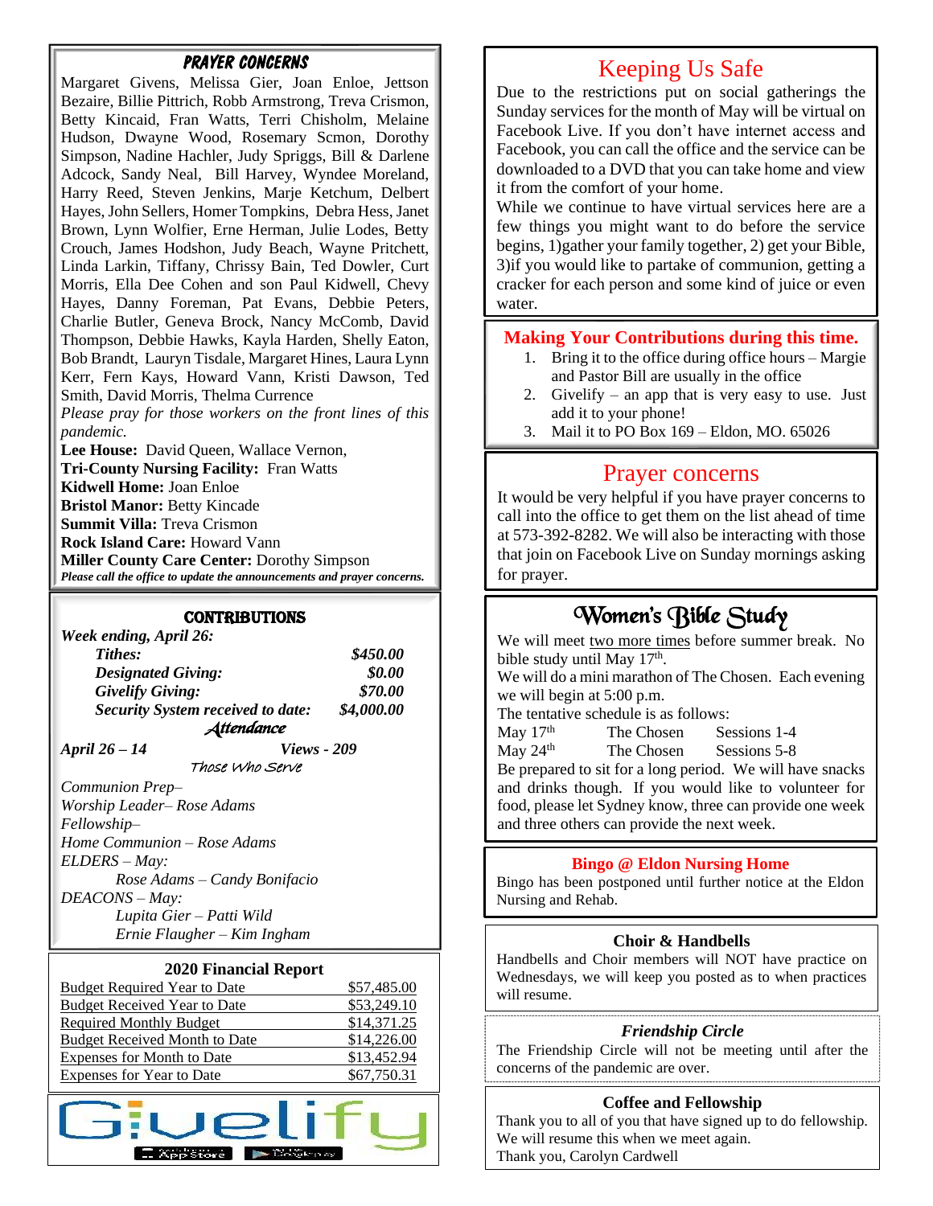## PRAYER CONCERNS

Margaret Givens, Melissa Gier, Joan Enloe, Jettson Bezaire, Billie Pittrich, Robb Armstrong, Treva Crismon, Betty Kincaid, Fran Watts, Terri Chisholm, Melaine Hudson, Dwayne Wood, Rosemary Scmon, Dorothy Simpson, Nadine Hachler, Judy Spriggs, Bill & Darlene Adcock, Sandy Neal, Bill Harvey, Wyndee Moreland, Harry Reed, Steven Jenkins, Marje Ketchum, Delbert Hayes, John Sellers, Homer Tompkins, Debra Hess, Janet Brown, Lynn Wolfier, Erne Herman, Julie Lodes, Betty Crouch, James Hodshon, Judy Beach, Wayne Pritchett, Linda Larkin, Tiffany, Chrissy Bain, Ted Dowler, Curt Morris, Ella Dee Cohen and son Paul Kidwell, Chevy Hayes, Danny Foreman, Pat Evans, Debbie Peters, Charlie Butler, Geneva Brock, Nancy McComb, David Thompson, Debbie Hawks, Kayla Harden, Shelly Eaton, Bob Brandt, Lauryn Tisdale, Margaret Hines, Laura Lynn Kerr, Fern Kays, Howard Vann, Kristi Dawson, Ted Smith, David Morris, Thelma Currence

*Please pray for those workers on the front lines of this pandemic.*

**Lee House:** David Queen, Wallace Vernon,
**Tri-County Nursing Facility:** Fran Watts
**Kidwell Home:** Joan Enloe
**Bristol Manor:** Betty Kincade
**Summit Villa:** Treva Crismon
**Rock Island Care:** Howard Vann
**Miller County Care Center:** Dorothy Simpson

***Please call the office to update the announcements and prayer concerns.***

## CONTRIBUTIONS

***Week ending, April 26:***

| | |
|---|---|
| ***Tithes:*** | ***$450.00*** |
| ***Designated Giving:*** | ***$0.00*** |
| ***Givelify Giving:*** | ***$70.00*** |
| ***Security System received to date:*** | ***$4,000.00*** |

### *Attendance*

***April 26 – 14*** ***Views - 209***

### *Those Who Serve*

*Communion Prep–*
*Worship Leader– Rose Adams*
*Fellowship–*
*Home Communion – Rose Adams*
*ELDERS – May:*
*Rose Adams – Candy Bonifacio*
*DEACONS – May:*
*Lupita Gier – Patti Wild*
*Ernie Flaugher – Kim Ingham*

### 2020 Financial Report

| | |
|---|---|
| Budget Required Year to Date | $57,485.00 |
| Budget Received Year to Date | $53,249.10 |
| Required Monthly Budget | $14,371.25 |
| Budget Received Month to Date | $14,226.00 |
| Expenses for Month to Date | $13,452.94 |
| Expenses for Year to Date | $67,750.31 |

Givelify

## Keeping Us Safe

Due to the restrictions put on social gatherings the Sunday services for the month of May will be virtual on Facebook Live. If you don't have internet access and Facebook, you can call the office and the service can be downloaded to a DVD that you can take home and view it from the comfort of your home.

While we continue to have virtual services here are a few things you might want to do before the service begins, 1)gather your family together, 2) get your Bible, 3)if you would like to partake of communion, getting a cracker for each person and some kind of juice or even water.

## Making Your Contributions during this time.

1. Bring it to the office during office hours – Margie and Pastor Bill are usually in the office
2. Givelify – an app that is very easy to use. Just add it to your phone!
3. Mail it to PO Box 169 – Eldon, MO. 65026

## Prayer concerns

It would be very helpful if you have prayer concerns to call into the office to get them on the list ahead of time at 573-392-8282. We will also be interacting with those that join on Facebook Live on Sunday mornings asking for prayer.

## Women's Bible Study

We will meet two more times before summer break. No bible study until May 17th.

We will do a mini marathon of The Chosen. Each evening we will begin at 5:00 p.m.

The tentative schedule is as follows:

| | | |
|---|---|---|
| May 17th | The Chosen | Sessions 1-4 |
| May 24th | The Chosen | Sessions 5-8 |

Be prepared to sit for a long period. We will have snacks and drinks though. If you would like to volunteer for food, please let Sydney know, three can provide one week and three others can provide the next week.

### Bingo @ Eldon Nursing Home

Bingo has been postponed until further notice at the Eldon Nursing and Rehab.

### Choir & Handbells

Handbells and Choir members will NOT have practice on Wednesdays, we will keep you posted as to when practices will resume.

### *Friendship Circle*

The Friendship Circle will not be meeting until after the concerns of the pandemic are over.

### Coffee and Fellowship

Thank you to all of you that have signed up to do fellowship. We will resume this when we meet again.
Thank you, Carolyn Cardwell